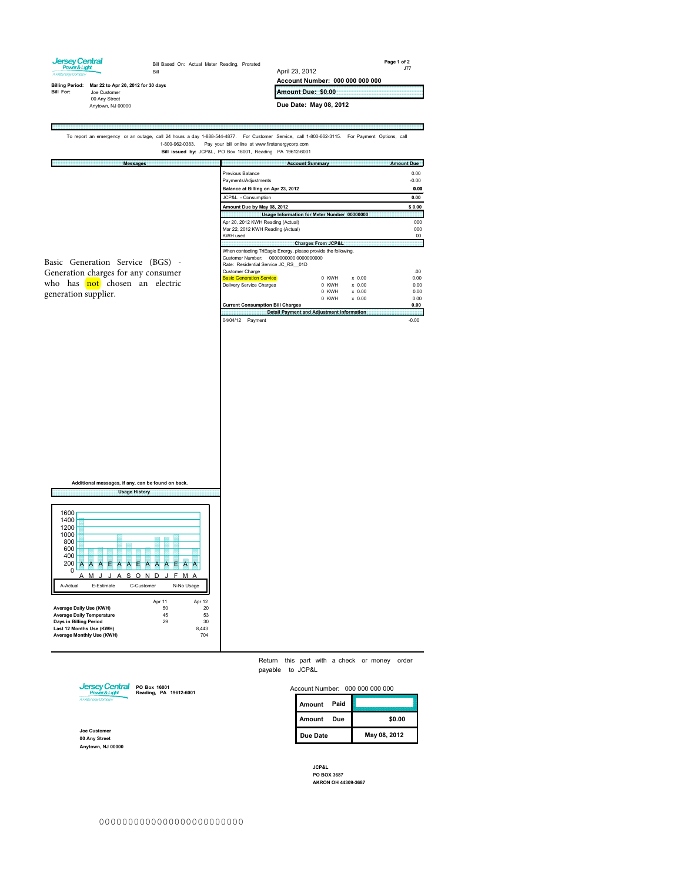Jersey Central Power & Light
A FirstEnergy Company

Bill Based On: Actual Meter Reading, Prorated Bill

J77

April 23, 2012

**Account Number: 000 000 000 000**

**Amount Due: $0.00**

**Due Date: May 08, 2012**

**Billing Period:** Mar 22 to Apr 20, 2012 for 30 days

**Bill For:** Joe Customer
00 Any Street
Anytown, NJ 00000

To report an emergency or an outage, call 24 hours a day 1-888-544-4877. For Customer Service, call 1-800-662-3115. For Payment Options, call 1-800-962-0383. Pay your bill online at www.firstenergycorp.com

**Bill issued by:** JCP&L, PO Box 16001, Reading PA 19612-6001

## Messages

Basic Generation Service (BGS) - Generation charges for any consumer who has not chosen an electric generation supplier.

**Additional messages, if any, can be found on back.**

## Account Summary

| Account Summary | Amount Due |
|---|---|
| Previous Balance | 0.00 |
| Payments/Adjustments | -0.00 |
| **Balance at Billing on Apr 23, 2012** | **0.00** |
| JCP&L - Consumption | 0.00 |
| **Amount Due by May 08, 2012** | **$ 0.00** |

### Usage Information for Meter Number 00000000

| | |
|---|---|
| Apr 20, 2012 KWH Reading (Actual) | 000 |
| Mar 22, 2012 KWH Reading (Actual) | 000 |
| KWH used | 00 |

### Charges From JCP&L

When contacting TriEagle Energy, please provide the following.
Customer Number: 0000000000 0000000000
Rate: Residential Service JC_RS__01D

| | | | |
|---|---|---|---|
| Customer Charge | | | .00 |
| Basic Generation Service | 0 KWH | x 0.00 | 0.00 |
| Delivery Service Charges | 0 KWH | x 0.00 | 0.00 |
| | 0 KWH | x 0.00 | 0.00 |
| | 0 KWH | x 0.00 | 0.00 |
| **Current Consumption Bill Charges** | | | **0.00** |

### Detail Payment and Adjustment Information

| | | |
|---|---|---|
| 04/04/12 | Payment | -0.00 |

## Usage History

A-Actual E-Estimate C-Customer N-No Usage

| | Apr 11 | Apr 12 |
|---|---|---|
| **Average Daily Use (KWH)** | 50 | 20 |
| **Average Daily Temperature** | 45 | 53 |
| **Days in Billing Period** | 29 | 30 |
| **Last 12 Months Use (KWH)** | | 8,443 |
| **Average Monthly Use (KWH)** | | 704 |

---

Return this part with a check or money order payable to JCP&L

Jersey Central Power & Light
A FirstEnergy Company

**PO Box 16001**
**Reading, PA 19612-6001**

Account Number: 000 000 000 000

| | |
|---|---|
| **Amount Paid** | |
| **Amount Due** | **$0.00** |
| **Due Date** | **May 08, 2012** |

**Joe Customer**
**00 Any Street**
**Anytown, NJ 00000**

**JCP&L**
**PO BOX 3687**
**AKRON OH 44309-3687**

0000000000000000000000000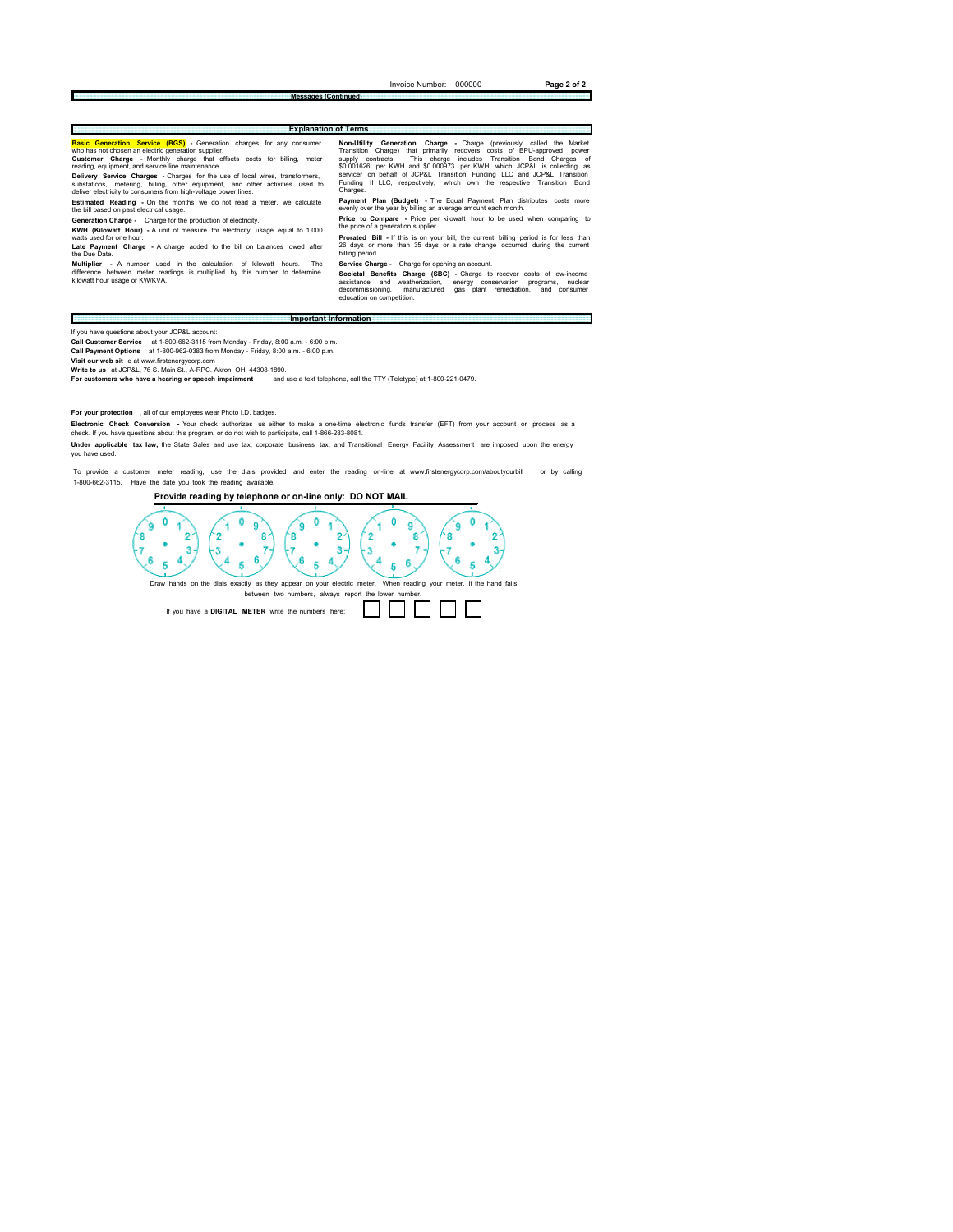Invoice Number: 000000

## Messages (Continued)

## Explanation of Terms

**Basic Generation Service (BGS)** - Generation charges for any consumer who has not chosen an electric generation supplier.

**Customer Charge** - Monthly charge that offsets costs for billing, meter reading, equipment, and service line maintenance.

**Delivery Service Charges** - Charges for the use of local wires, transformers, substations, metering, billing, other equipment, and other activities used to deliver electricity to consumers from high-voltage power lines.

**Estimated Reading** - On the months we do not read a meter, we calculate the bill based on past electrical usage.

**Generation Charge** - Charge for the production of electricity.

**KWH (Kilowatt Hour)** - A unit of measure for electricity usage equal to 1,000 watts used for one hour.

**Late Payment Charge** - A charge added to the bill on balances owed after the Due Date.

**Multiplier** - A number used in the calculation of kilowatt hours. The difference between meter readings is multiplied by this number to determine kilowatt hour usage or KW/KVA.

**Non-Utility Generation Charge** - Charge (previously called the Market Transition Charge) that primarily recovers costs of BPU-approved power supply contracts. This charge includes Transition Bond Charges of $0.001626 per KWH and $0.000973 per KWH, which JCP&L is collecting as servicer on behalf of JCP&L Transition Funding LLC and JCP&L Transition Funding II LLC, respectively, which own the respective Transition Bond Charges.

**Payment Plan (Budget)** - The Equal Payment Plan distributes costs more evenly over the year by billing an average amount each month.

**Price to Compare** - Price per kilowatt hour to be used when comparing to the price of a generation supplier.

**Prorated Bill** - If this is on your bill, the current billing period is for less than 26 days or more than 35 days or a rate change occurred during the current billing period.

**Service Charge** - Charge for opening an account.

**Societal Benefits Charge (SBC)** - Charge to recover costs of low-income assistance and weatherization, energy conservation programs, nuclear decommissioning, manufactured gas plant remediation, and consumer education on competition.

## Important Information

If you have questions about your JCP&L account:

**Call Customer Service** at 1-800-662-3115 from Monday - Friday, 8:00 a.m. - 6:00 p.m.

**Call Payment Options** at 1-800-962-0383 from Monday - Friday, 8:00 a.m. - 6:00 p.m.

**Visit our web sit** e at www.firstenergycorp.com

**Write to us** at JCP&L, 76 S. Main St., A-RPC. Akron, OH 44308-1890.

**For customers who have a hearing or speech impairment** and use a text telephone, call the TTY (Teletype) at 1-800-221-0479.

**For your protection** , all of our employees wear Photo I.D. badges.

**Electronic Check Conversion** - Your check authorizes us either to make a one-time electronic funds transfer (EFT) from your account or process as a check. If you have questions about this program, or do not wish to participate, call 1-866-283-8081.

**Under applicable tax law,** the State Sales and use tax, corporate business tax, and Transitional Energy Facility Assessment are imposed upon the energy you have used.

To provide a customer meter reading, use the dials provided and enter the reading on-line at www.firstenergycorp.com/aboutyourbill or by calling 1-800-662-3115. Have the date you took the reading available.

**Provide reading by telephone or on-line only: DO NOT MAIL**

Draw hands on the dials exactly as they appear on your electric meter. When reading your meter, if the hand falls between two numbers, always report the lower number.

If you have a **DIGITAL METER** write the numbers here: